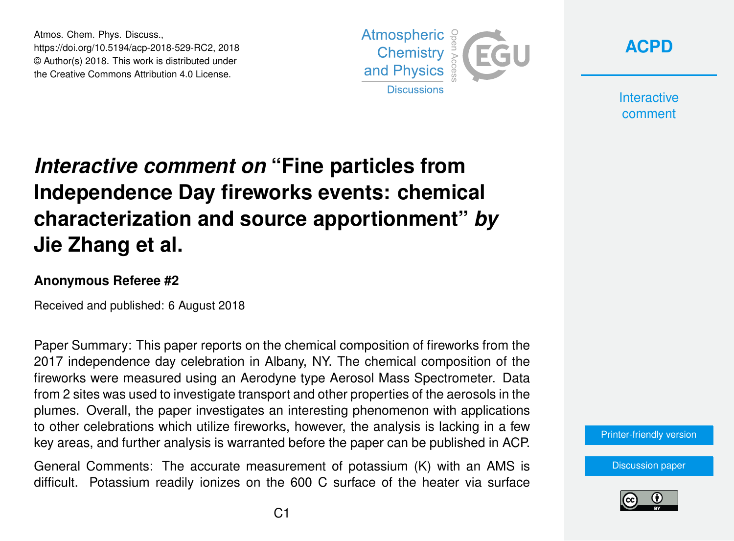# *Interactive comment on* "Fine particles from Independence Day fireworks events: chemical characterization and source apportionment" *by* Jie Zhang et al.

### Anonymous Referee #2

Received and published: 6 August 2018

Paper Summary: This paper reports on the chemical composition of fireworks from the 2017 independence day celebration in Albany, NY. The chemical composition of the fireworks were measured using an Aerodyne type Aerosol Mass Spectrometer. Data from 2 sites was used to investigate transport and other properties of the aerosols in the plumes. Overall, the paper investigates an interesting phenomenon with applications to other celebrations which utilize fireworks, however, the analysis is lacking in a few key areas, and further analysis is warranted before the paper can be published in ACP.

General Comments: The accurate measurement of potassium (K) with an AMS is difficult. Potassium readily ionizes on the 600 C surface of the heater via surface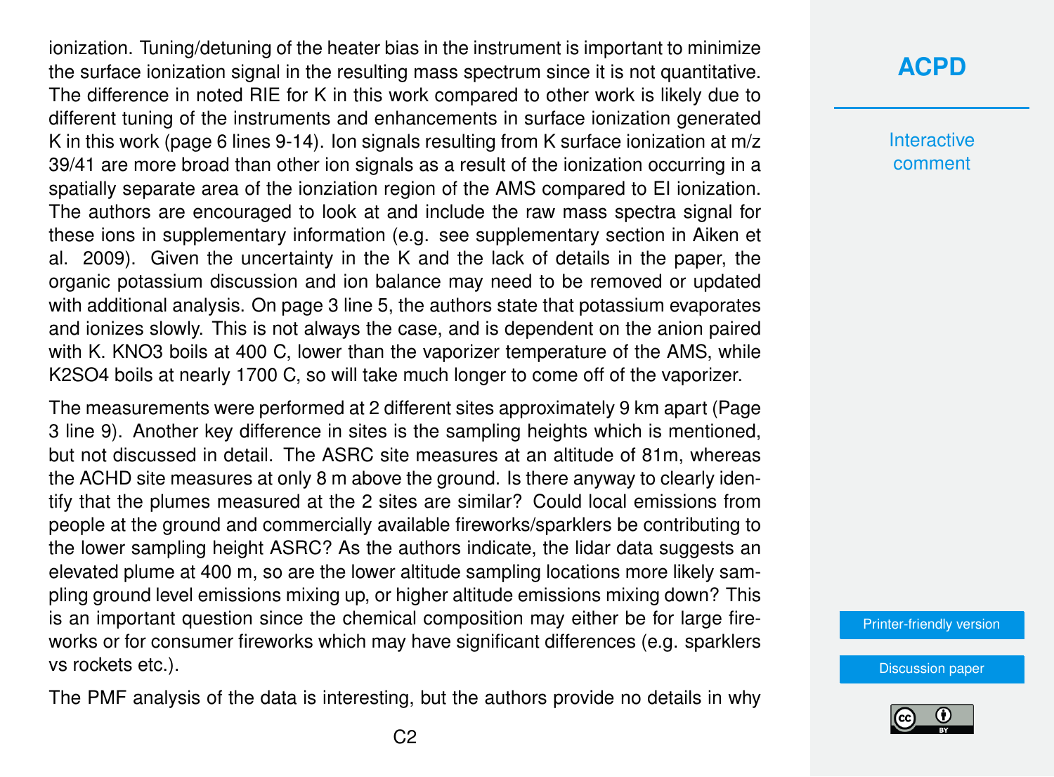ionization. Tuning/detuning of the heater bias in the instrument is important to minimize the surface ionization signal in the resulting mass spectrum since it is not quantitative. The difference in noted RIE for K in this work compared to other work is likely due to different tuning of the instruments and enhancements in surface ionization generated K in this work (page 6 lines 9-14). Ion signals resulting from K surface ionization at m/z 39/41 are more broad than other ion signals as a result of the ionization occurring in a spatially separate area of the ionziation region of the AMS compared to EI ionization. The authors are encouraged to look at and include the raw mass spectra signal for these ions in supplementary information (e.g. see supplementary section in Aiken et al. 2009). Given the uncertainty in the K and the lack of details in the paper, the organic potassium discussion and ion balance may need to be removed or updated with additional analysis. On page 3 line 5, the authors state that potassium evaporates and ionizes slowly. This is not always the case, and is dependent on the anion paired with K. $KNO_3$ boils at 400 C, lower than the vaporizer temperature of the AMS, while $K_2SO_4$ boils at nearly 1700 C, so will take much longer to come off of the vaporizer.

The measurements were performed at 2 different sites approximately 9 km apart (Page 3 line 9). Another key difference in sites is the sampling heights which is mentioned, but not discussed in detail. The ASRC site measures at an altitude of 81m, whereas the ACHD site measures at only 8 m above the ground. Is there anyway to clearly identify that the plumes measured at the 2 sites are similar? Could local emissions from people at the ground and commercially available fireworks/sparklers be contributing to the lower sampling height ASRC? As the authors indicate, the lidar data suggests an elevated plume at 400 m, so are the lower altitude sampling locations more likely sampling ground level emissions mixing up, or higher altitude emissions mixing down? This is an important question since the chemical composition may either be for large fireworks or for consumer fireworks which may have significant differences (e.g. sparklers vs rockets etc.).

The PMF analysis of the data is interesting, but the authors provide no details in why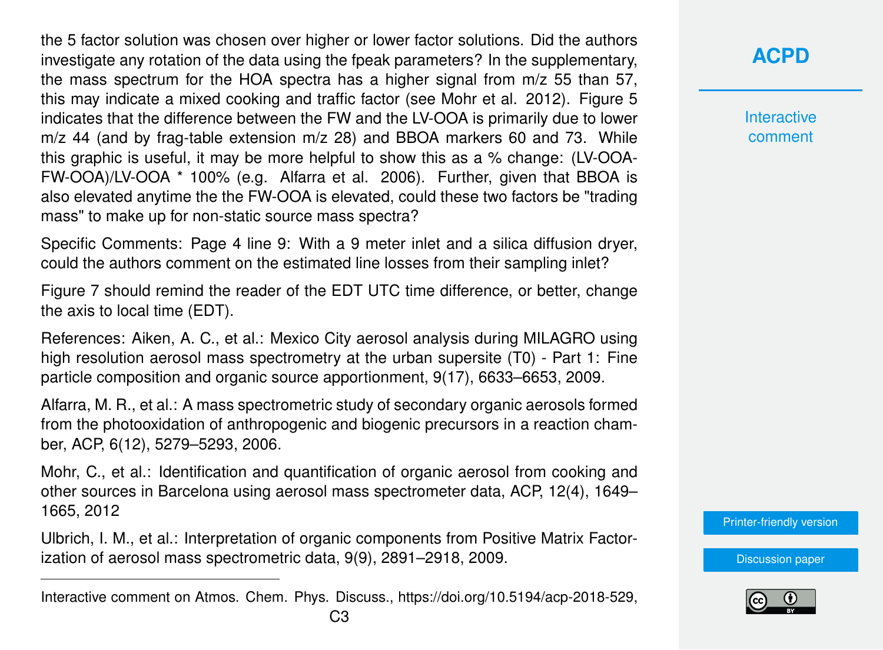the 5 factor solution was chosen over higher or lower factor solutions. Did the authors investigate any rotation of the data using the fpeak parameters? In the supplementary, the mass spectrum for the HOA spectra has a higher signal from m/z 55 than 57, this may indicate a mixed cooking and traffic factor (see Mohr et al. 2012). Figure 5 indicates that the difference between the FW and the LV-OOA is primarily due to lower m/z 44 (and by frag-table extension m/z 28) and BBOA markers 60 and 73. While this graphic is useful, it may be more helpful to show this as a % change: (LV-OOA-FW-OOA)/LV-OOA * 100% (e.g. Alfarra et al. 2006). Further, given that BBOA is also elevated anytime the the FW-OOA is elevated, could these two factors be "trading mass" to make up for non-static source mass spectra?

Specific Comments: Page 4 line 9: With a 9 meter inlet and a silica diffusion dryer, could the authors comment on the estimated line losses from their sampling inlet?

Figure 7 should remind the reader of the EDT UTC time difference, or better, change the axis to local time (EDT).

References: Aiken, A. C., et al.: Mexico City aerosol analysis during MILAGRO using high resolution aerosol mass spectrometry at the urban supersite (T0) - Part 1: Fine particle composition and organic source apportionment, 9(17), 6633–6653, 2009.

Alfarra, M. R., et al.: A mass spectrometric study of secondary organic aerosols formed from the photooxidation of anthropogenic and biogenic precursors in a reaction chamber, ACP, 6(12), 5279–5293, 2006.

Mohr, C., et al.: Identification and quantification of organic aerosol from cooking and other sources in Barcelona using aerosol mass spectrometer data, ACP, 12(4), 1649–1665, 2012

Ulbrich, I. M., et al.: Interpretation of organic components from Positive Matrix Factorization of aerosol mass spectrometric data, 9(9), 2891–2918, 2009.

---

Interactive comment on Atmos. Chem. Phys. Discuss., https://doi.org/10.5194/acp-2018-529,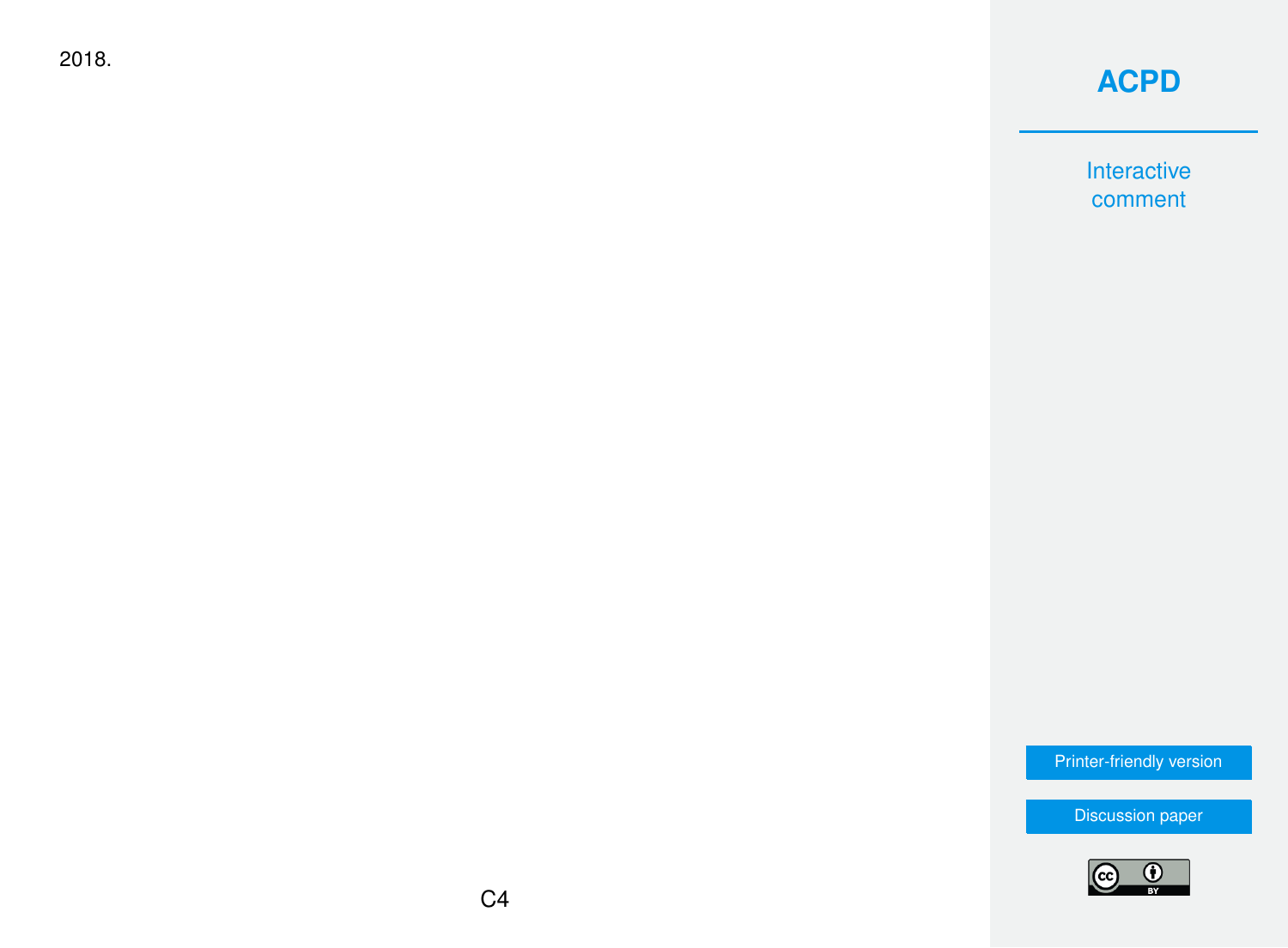2018.